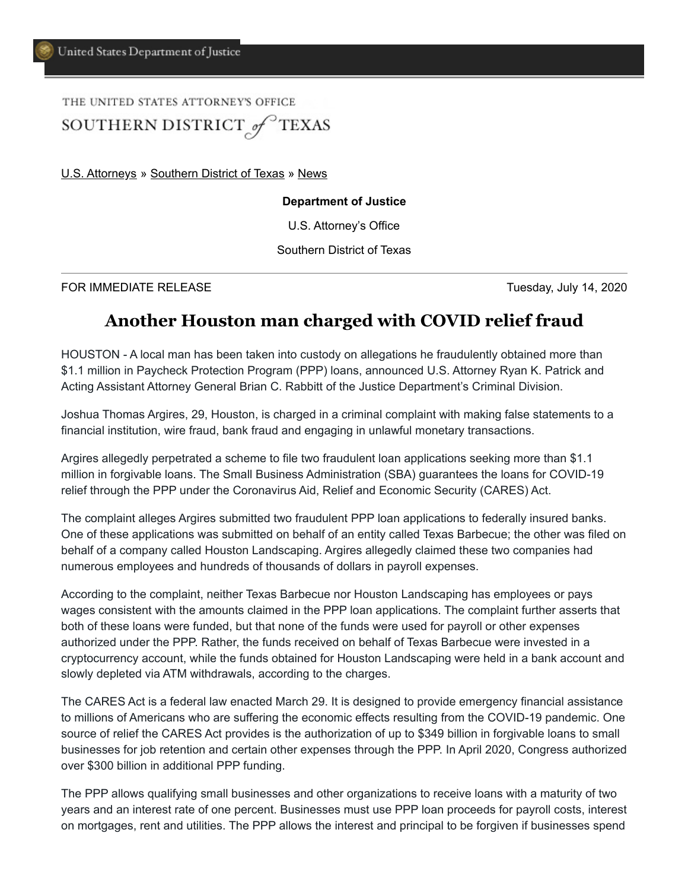United States Department of Justice

THE UNITED STATES ATTORNEY'S OFFICE
SOUTHERN DISTRICT *of* TEXAS

U.S. Attorneys » Southern District of Texas » News

**Department of Justice**

U.S. Attorney's Office

Southern District of Texas

FOR IMMEDIATE RELEASE Tuesday, July 14, 2020

# Another Houston man charged with COVID relief fraud

HOUSTON - A local man has been taken into custody on allegations he fraudulently obtained more than $1.1 million in Paycheck Protection Program (PPP) loans, announced U.S. Attorney Ryan K. Patrick and Acting Assistant Attorney General Brian C. Rabbitt of the Justice Department's Criminal Division.

Joshua Thomas Argires, 29, Houston, is charged in a criminal complaint with making false statements to a financial institution, wire fraud, bank fraud and engaging in unlawful monetary transactions.

Argires allegedly perpetrated a scheme to file two fraudulent loan applications seeking more than $1.1 million in forgivable loans. The Small Business Administration (SBA) guarantees the loans for COVID-19 relief through the PPP under the Coronavirus Aid, Relief and Economic Security (CARES) Act.

The complaint alleges Argires submitted two fraudulent PPP loan applications to federally insured banks. One of these applications was submitted on behalf of an entity called Texas Barbecue; the other was filed on behalf of a company called Houston Landscaping. Argires allegedly claimed these two companies had numerous employees and hundreds of thousands of dollars in payroll expenses.

According to the complaint, neither Texas Barbecue nor Houston Landscaping has employees or pays wages consistent with the amounts claimed in the PPP loan applications. The complaint further asserts that both of these loans were funded, but that none of the funds were used for payroll or other expenses authorized under the PPP. Rather, the funds received on behalf of Texas Barbecue were invested in a cryptocurrency account, while the funds obtained for Houston Landscaping were held in a bank account and slowly depleted via ATM withdrawals, according to the charges.

The CARES Act is a federal law enacted March 29. It is designed to provide emergency financial assistance to millions of Americans who are suffering the economic effects resulting from the COVID-19 pandemic. One source of relief the CARES Act provides is the authorization of up to $349 billion in forgivable loans to small businesses for job retention and certain other expenses through the PPP. In April 2020, Congress authorized over $300 billion in additional PPP funding.

The PPP allows qualifying small businesses and other organizations to receive loans with a maturity of two years and an interest rate of one percent. Businesses must use PPP loan proceeds for payroll costs, interest on mortgages, rent and utilities. The PPP allows the interest and principal to be forgiven if businesses spend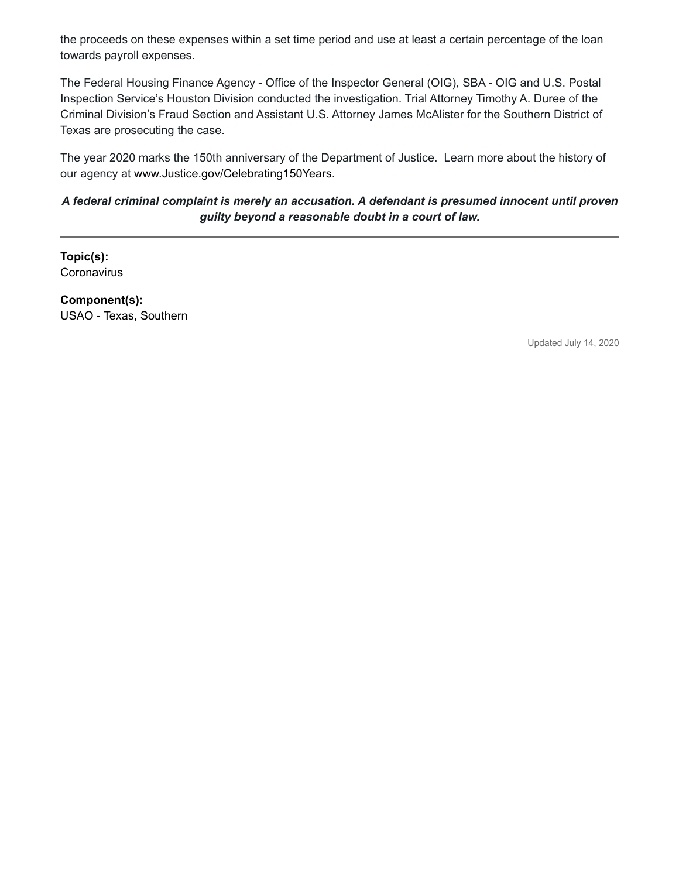the proceeds on these expenses within a set time period and use at least a certain percentage of the loan towards payroll expenses.

The Federal Housing Finance Agency - Office of the Inspector General (OIG), SBA - OIG and U.S. Postal Inspection Service's Houston Division conducted the investigation. Trial Attorney Timothy A. Duree of the Criminal Division's Fraud Section and Assistant U.S. Attorney James McAlister for the Southern District of Texas are prosecuting the case.

The year 2020 marks the 150th anniversary of the Department of Justice. Learn more about the history of our agency at www.Justice.gov/Celebrating150Years.

***A federal criminal complaint is merely an accusation. A defendant is presumed innocent until proven guilty beyond a reasonable doubt in a court of law.***

---

**Topic(s):**
Coronavirus

**Component(s):**
USAO - Texas, Southern

Updated July 14, 2020